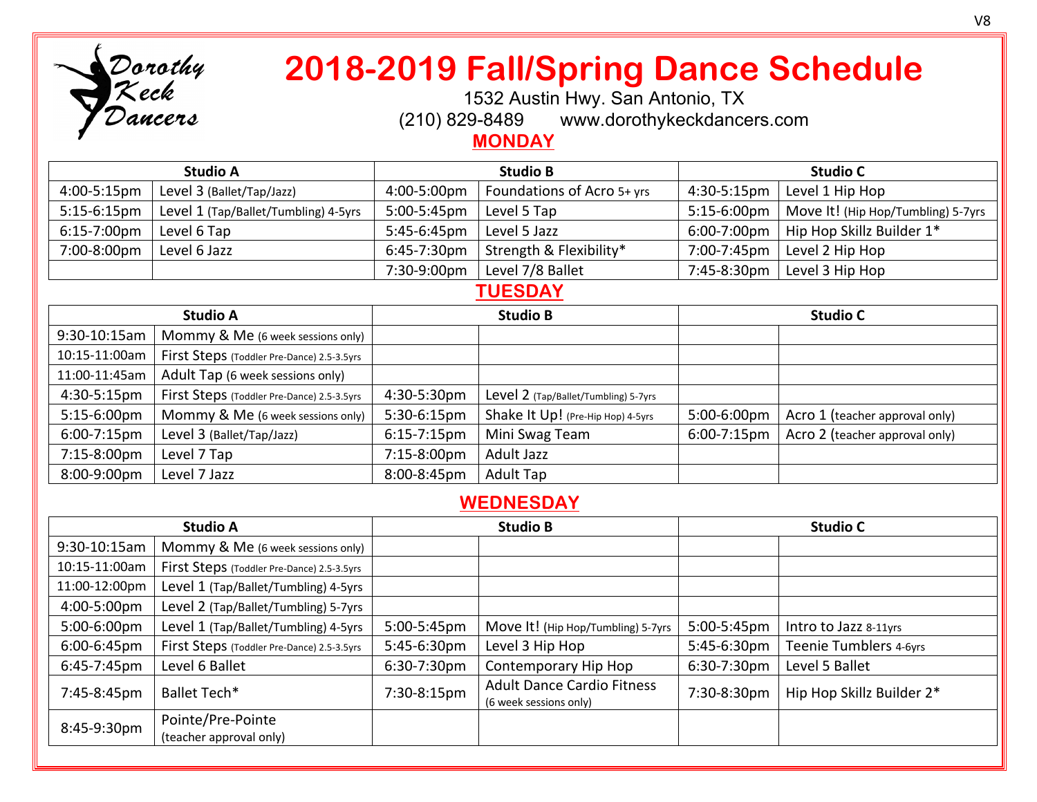Dorothy Keck Dancers

# 2018-2019 Fall/Spring Dance Schedule

1532 Austin Hwy. San Antonio, TX

(210) 829-8489 www.dorothykeckdancers.com

## MONDAY

| Studio A | | Studio B | | Studio C | |
|---|---|---|---|---|---|
| 4:00-5:15pm | Level 3 (Ballet/Tap/Jazz) | 4:00-5:00pm | Foundations of Acro 5+ yrs | 4:30-5:15pm | Level 1 Hip Hop |
| 5:15-6:15pm | Level 1 (Tap/Ballet/Tumbling) 4-5yrs | 5:00-5:45pm | Level 5 Tap | 5:15-6:00pm | Move It! (Hip Hop/Tumbling) 5-7yrs |
| 6:15-7:00pm | Level 6 Tap | 5:45-6:45pm | Level 5 Jazz | 6:00-7:00pm | Hip Hop Skillz Builder 1* |
| 7:00-8:00pm | Level 6 Jazz | 6:45-7:30pm | Strength & Flexibility* | 7:00-7:45pm | Level 2 Hip Hop |
| | | 7:30-9:00pm | Level 7/8 Ballet | 7:45-8:30pm | Level 3 Hip Hop |

## TUESDAY

| Studio A | | Studio B | | Studio C | |
|---|---|---|---|---|---|
| 9:30-10:15am | Mommy & Me (6 week sessions only) | | | | |
| 10:15-11:00am | First Steps (Toddler Pre-Dance) 2.5-3.5yrs | | | | |
| 11:00-11:45am | Adult Tap (6 week sessions only) | | | | |
| 4:30-5:15pm | First Steps (Toddler Pre-Dance) 2.5-3.5yrs | 4:30-5:30pm | Level 2 (Tap/Ballet/Tumbling) 5-7yrs | | |
| 5:15-6:00pm | Mommy & Me (6 week sessions only) | 5:30-6:15pm | Shake It Up! (Pre-Hip Hop) 4-5yrs | 5:00-6:00pm | Acro 1 (teacher approval only) |
| 6:00-7:15pm | Level 3 (Ballet/Tap/Jazz) | 6:15-7:15pm | Mini Swag Team | 6:00-7:15pm | Acro 2 (teacher approval only) |
| 7:15-8:00pm | Level 7 Tap | 7:15-8:00pm | Adult Jazz | | |
| 8:00-9:00pm | Level 7 Jazz | 8:00-8:45pm | Adult Tap | | |

## WEDNESDAY

| Studio A | | Studio B | | Studio C | |
|---|---|---|---|---|---|
| 9:30-10:15am | Mommy & Me (6 week sessions only) | | | | |
| 10:15-11:00am | First Steps (Toddler Pre-Dance) 2.5-3.5yrs | | | | |
| 11:00-12:00pm | Level 1 (Tap/Ballet/Tumbling) 4-5yrs | | | | |
| 4:00-5:00pm | Level 2 (Tap/Ballet/Tumbling) 5-7yrs | | | | |
| 5:00-6:00pm | Level 1 (Tap/Ballet/Tumbling) 4-5yrs | 5:00-5:45pm | Move It! (Hip Hop/Tumbling) 5-7yrs | 5:00-5:45pm | Intro to Jazz 8-11yrs |
| 6:00-6:45pm | First Steps (Toddler Pre-Dance) 2.5-3.5yrs | 5:45-6:30pm | Level 3 Hip Hop | 5:45-6:30pm | Teenie Tumblers 4-6yrs |
| 6:45-7:45pm | Level 6 Ballet | 6:30-7:30pm | Contemporary Hip Hop | 6:30-7:30pm | Level 5 Ballet |
| 7:45-8:45pm | Ballet Tech* | 7:30-8:15pm | Adult Dance Cardio Fitness (6 week sessions only) | 7:30-8:30pm | Hip Hop Skillz Builder 2* |
| 8:45-9:30pm | Pointe/Pre-Pointe (teacher approval only) | | | | |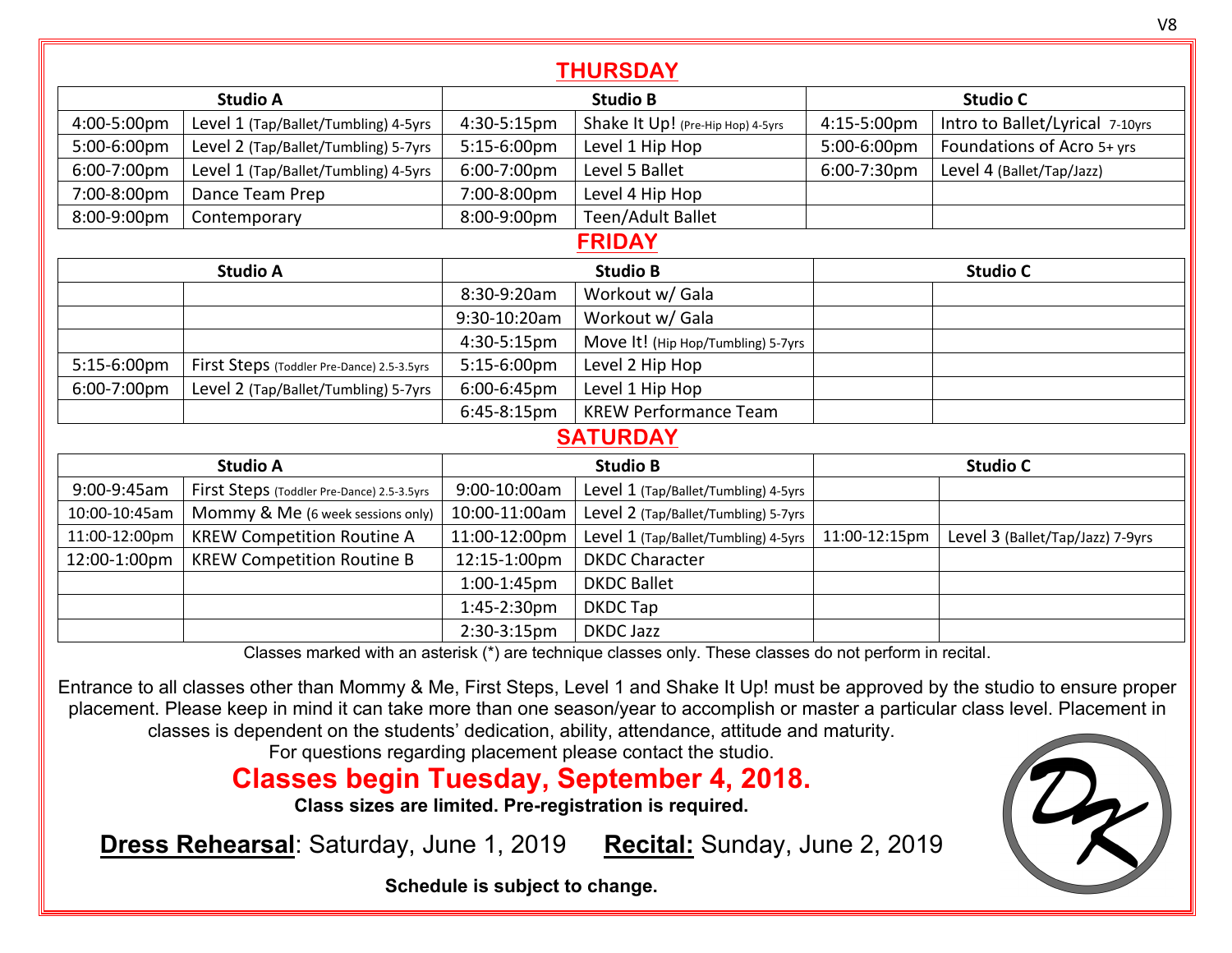## THURSDAY

| Studio A | | Studio B | | Studio C | |
|---|---|---|---|---|---|
| 4:00-5:00pm | Level 1 (Tap/Ballet/Tumbling) 4-5yrs | 4:30-5:15pm | Shake It Up! (Pre-Hip Hop) 4-5yrs | 4:15-5:00pm | Intro to Ballet/Lyrical 7-10yrs |
| 5:00-6:00pm | Level 2 (Tap/Ballet/Tumbling) 5-7yrs | 5:15-6:00pm | Level 1 Hip Hop | 5:00-6:00pm | Foundations of Acro 5+ yrs |
| 6:00-7:00pm | Level 1 (Tap/Ballet/Tumbling) 4-5yrs | 6:00-7:00pm | Level 5 Ballet | 6:00-7:30pm | Level 4 (Ballet/Tap/Jazz) |
| 7:00-8:00pm | Dance Team Prep | 7:00-8:00pm | Level 4 Hip Hop | | |
| 8:00-9:00pm | Contemporary | 8:00-9:00pm | Teen/Adult Ballet | | |

## FRIDAY

| Studio A | | Studio B | | Studio C | |
|---|---|---|---|---|---|
| | | 8:30-9:20am | Workout w/ Gala | | |
| | | 9:30-10:20am | Workout w/ Gala | | |
| | | 4:30-5:15pm | Move It! (Hip Hop/Tumbling) 5-7yrs | | |
| 5:15-6:00pm | First Steps (Toddler Pre-Dance) 2.5-3.5yrs | 5:15-6:00pm | Level 2 Hip Hop | | |
| 6:00-7:00pm | Level 2 (Tap/Ballet/Tumbling) 5-7yrs | 6:00-6:45pm | Level 1 Hip Hop | | |
| | | 6:45-8:15pm | KREW Performance Team | | |

## SATURDAY

| Studio A | | Studio B | | Studio C | |
|---|---|---|---|---|---|
| 9:00-9:45am | First Steps (Toddler Pre-Dance) 2.5-3.5yrs | 9:00-10:00am | Level 1 (Tap/Ballet/Tumbling) 4-5yrs | | |
| 10:00-10:45am | Mommy & Me (6 week sessions only) | 10:00-11:00am | Level 2 (Tap/Ballet/Tumbling) 5-7yrs | | |
| 11:00-12:00pm | KREW Competition Routine A | 11:00-12:00pm | Level 1 (Tap/Ballet/Tumbling) 4-5yrs | 11:00-12:15pm | Level 3 (Ballet/Tap/Jazz) 7-9yrs |
| 12:00-1:00pm | KREW Competition Routine B | 12:15-1:00pm | DKDC Character | | |
| | | 1:00-1:45pm | DKDC Ballet | | |
| | | 1:45-2:30pm | DKDC Tap | | |
| | | 2:30-3:15pm | DKDC Jazz | | |

Classes marked with an asterisk (*) are technique classes only. These classes do not perform in recital.

Entrance to all classes other than Mommy & Me, First Steps, Level 1 and Shake It Up! must be approved by the studio to ensure proper placement. Please keep in mind it can take more than one season/year to accomplish or master a particular class level. Placement in classes is dependent on the students' dedication, ability, attendance, attitude and maturity.

For questions regarding placement please contact the studio.

# Classes begin Tuesday, September 4, 2018.

**Class sizes are limited. Pre-registration is required.**

**Dress Rehearsal**: Saturday, June 1, 2019 **Recital:** Sunday, June 2, 2019

**Schedule is subject to change.**